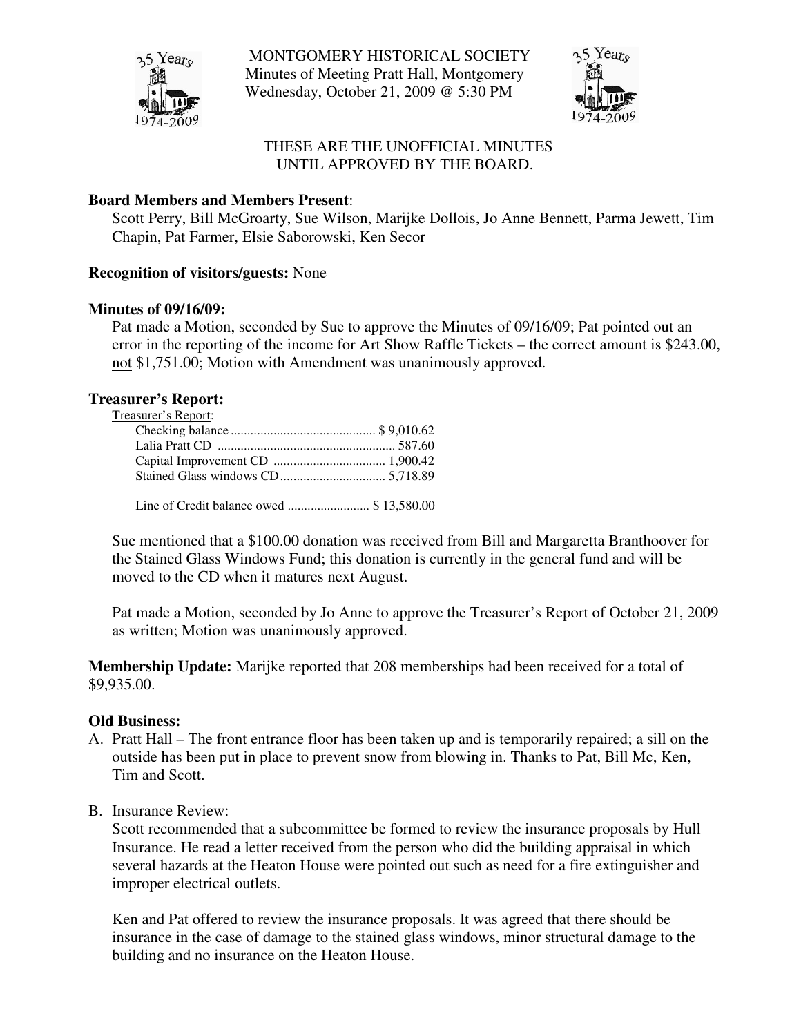MONTGOMERY HISTORICAL SOCIETY
Minutes of Meeting Pratt Hall, Montgomery
Wednesday, October 21, 2009 @ 5:30 PM

THESE ARE THE UNOFFICIAL MINUTES
UNTIL APPROVED BY THE BOARD.

**Board Members and Members Present**:
Scott Perry, Bill McGroarty, Sue Wilson, Marijke Dollois, Jo Anne Bennett, Parma Jewett, Tim Chapin, Pat Farmer, Elsie Saborowski, Ken Secor

**Recognition of visitors/guests:** None

**Minutes of 09/16/09:**
Pat made a Motion, seconded by Sue to approve the Minutes of 09/16/09; Pat pointed out an error in the reporting of the income for Art Show Raffle Tickets – the correct amount is $243.00, not $1,751.00; Motion with Amendment was unanimously approved.

**Treasurer's Report:**

Treasurer's Report:

| | |
|---|---|
| Checking balance | $ 9,010.62 |
| Lalia Pratt CD | 587.60 |
| Capital Improvement CD | 1,900.42 |
| Stained Glass windows CD | 5,718.89 |
| Line of Credit balance owed | $ 13,580.00 |

Sue mentioned that a $100.00 donation was received from Bill and Margaretta Branthoover for the Stained Glass Windows Fund; this donation is currently in the general fund and will be moved to the CD when it matures next August.

Pat made a Motion, seconded by Jo Anne to approve the Treasurer's Report of October 21, 2009 as written; Motion was unanimously approved.

**Membership Update:** Marijke reported that 208 memberships had been received for a total of $9,935.00.

**Old Business:**

A. Pratt Hall – The front entrance floor has been taken up and is temporarily repaired; a sill on the outside has been put in place to prevent snow from blowing in. Thanks to Pat, Bill Mc, Ken, Tim and Scott.

B. Insurance Review:
Scott recommended that a subcommittee be formed to review the insurance proposals by Hull Insurance. He read a letter received from the person who did the building appraisal in which several hazards at the Heaton House were pointed out such as need for a fire extinguisher and improper electrical outlets.

Ken and Pat offered to review the insurance proposals. It was agreed that there should be insurance in the case of damage to the stained glass windows, minor structural damage to the building and no insurance on the Heaton House.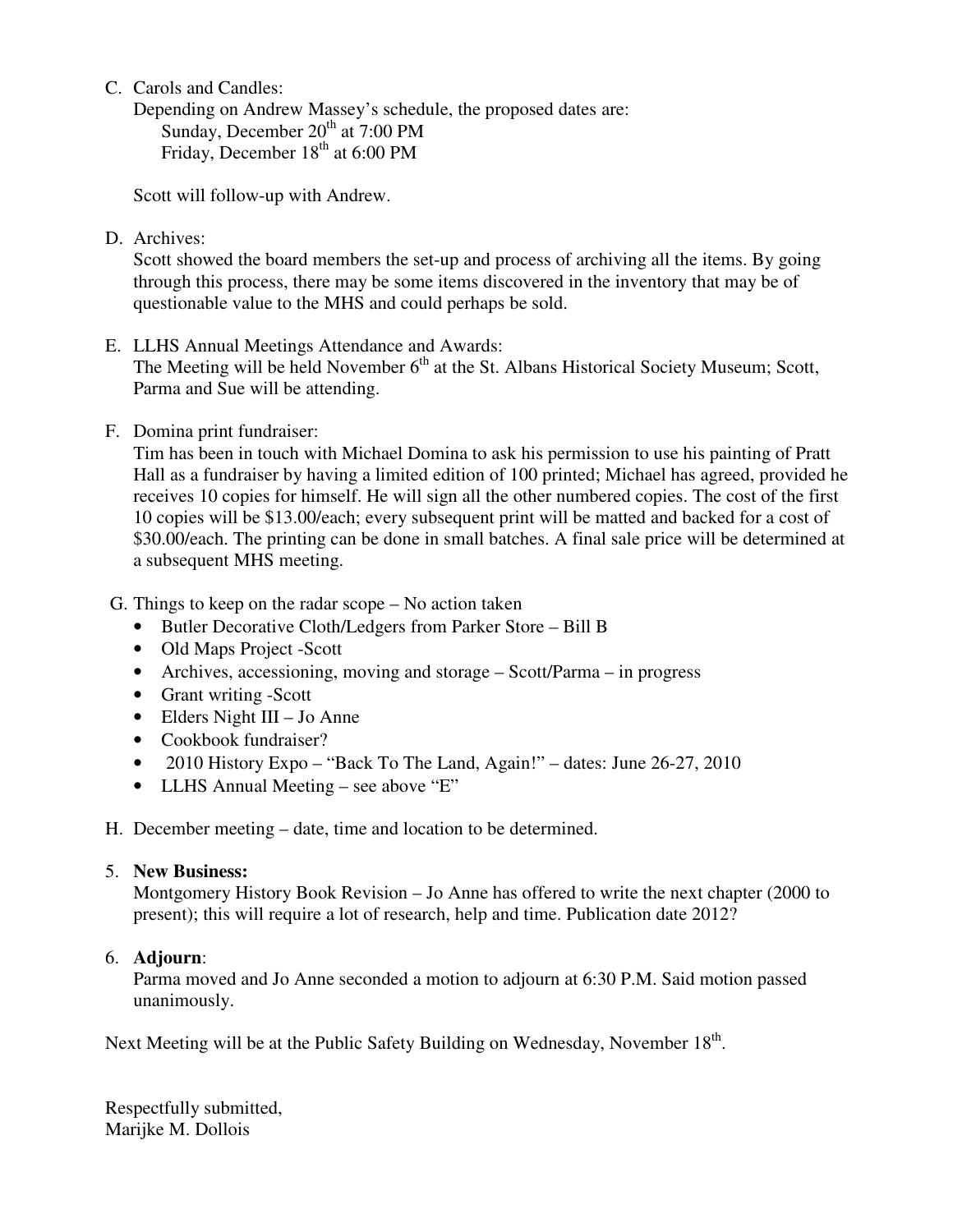C. Carols and Candles:
   Depending on Andrew Massey's schedule, the proposed dates are:
   Sunday, December 20th at 7:00 PM
   Friday, December 18th at 6:00 PM

   Scott will follow-up with Andrew.

D. Archives:
   Scott showed the board members the set-up and process of archiving all the items. By going through this process, there may be some items discovered in the inventory that may be of questionable value to the MHS and could perhaps be sold.

E. LLHS Annual Meetings Attendance and Awards:
   The Meeting will be held November 6th at the St. Albans Historical Society Museum; Scott, Parma and Sue will be attending.

F. Domina print fundraiser:
   Tim has been in touch with Michael Domina to ask his permission to use his painting of Pratt Hall as a fundraiser by having a limited edition of 100 printed; Michael has agreed, provided he receives 10 copies for himself. He will sign all the other numbered copies. The cost of the first 10 copies will be $13.00/each; every subsequent print will be matted and backed for a cost of $30.00/each. The printing can be done in small batches. A final sale price will be determined at a subsequent MHS meeting.

G. Things to keep on the radar scope – No action taken
   - Butler Decorative Cloth/Ledgers from Parker Store – Bill B
   - Old Maps Project -Scott
   - Archives, accessioning, moving and storage – Scott/Parma – in progress
   - Grant writing -Scott
   - Elders Night III – Jo Anne
   - Cookbook fundraiser?
   - 2010 History Expo – "Back To The Land, Again!" – dates: June 26-27, 2010
   - LLHS Annual Meeting – see above "E"

H. December meeting – date, time and location to be determined.

5. **New Business:**
   Montgomery History Book Revision – Jo Anne has offered to write the next chapter (2000 to present); this will require a lot of research, help and time. Publication date 2012?

6. **Adjourn**:
   Parma moved and Jo Anne seconded a motion to adjourn at 6:30 P.M. Said motion passed unanimously.

Next Meeting will be at the Public Safety Building on Wednesday, November 18th.

Respectfully submitted,
Marijke M. Dollois